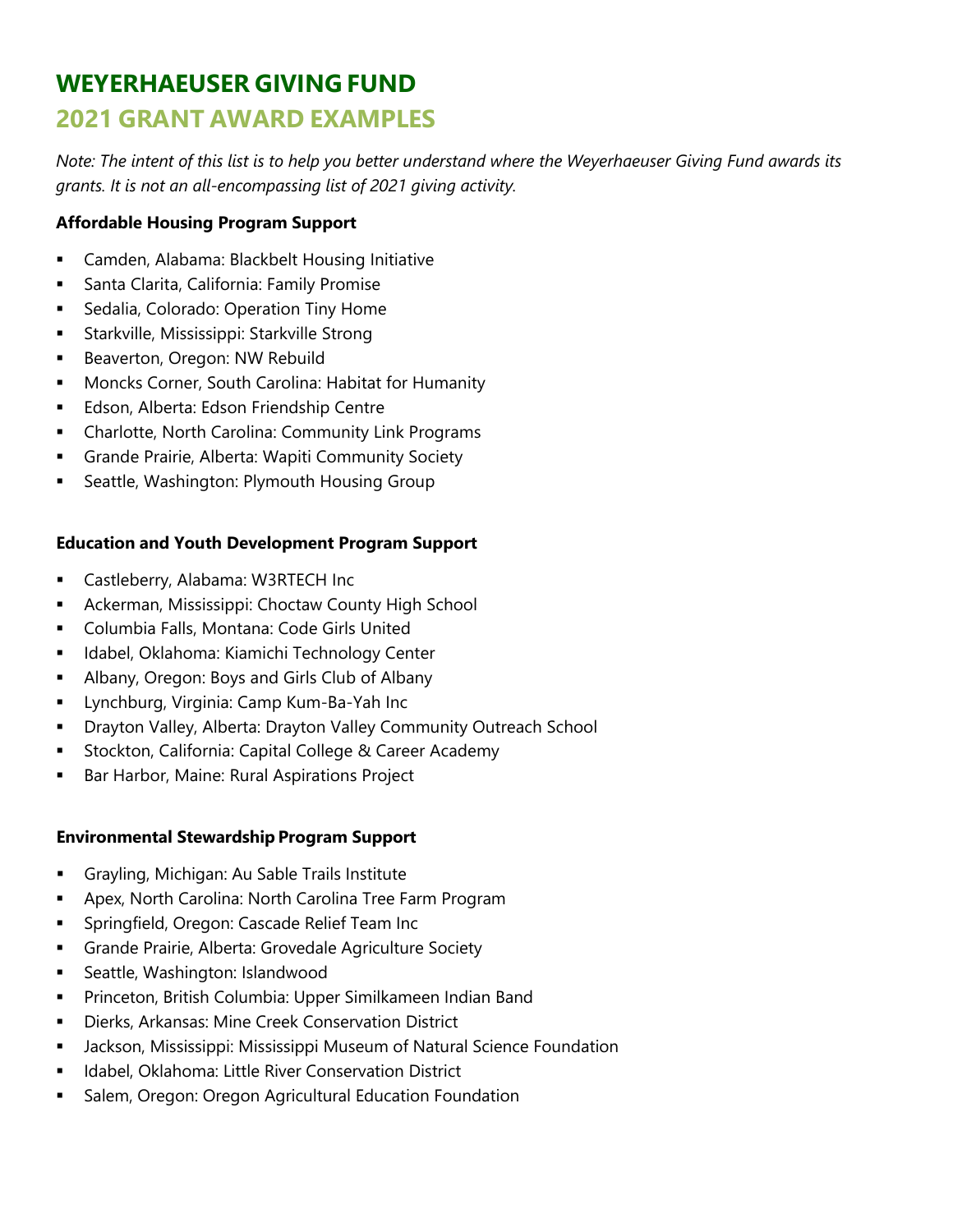# WEYERHAEUSER GIVING FUND

## 2021 GRANT AWARD EXAMPLES

*Note: The intent of this list is to help you better understand where the Weyerhaeuser Giving Fund awards its grants. It is not an all-encompassing list of 2021 giving activity.*

**Affordable Housing Program Support**

- Camden, Alabama: Blackbelt Housing Initiative
- Santa Clarita, California: Family Promise
- Sedalia, Colorado: Operation Tiny Home
- Starkville, Mississippi: Starkville Strong
- Beaverton, Oregon: NW Rebuild
- Moncks Corner, South Carolina: Habitat for Humanity
- Edson, Alberta: Edson Friendship Centre
- Charlotte, North Carolina: Community Link Programs
- Grande Prairie, Alberta: Wapiti Community Society
- Seattle, Washington: Plymouth Housing Group

**Education and Youth Development Program Support**

- Castleberry, Alabama: W3RTECH Inc
- Ackerman, Mississippi: Choctaw County High School
- Columbia Falls, Montana: Code Girls United
- Idabel, Oklahoma: Kiamichi Technology Center
- Albany, Oregon: Boys and Girls Club of Albany
- Lynchburg, Virginia: Camp Kum-Ba-Yah Inc
- Drayton Valley, Alberta: Drayton Valley Community Outreach School
- Stockton, California: Capital College & Career Academy
- Bar Harbor, Maine: Rural Aspirations Project

**Environmental Stewardship Program Support**

- Grayling, Michigan: Au Sable Trails Institute
- Apex, North Carolina: North Carolina Tree Farm Program
- Springfield, Oregon: Cascade Relief Team Inc
- Grande Prairie, Alberta: Grovedale Agriculture Society
- Seattle, Washington: Islandwood
- Princeton, British Columbia: Upper Similkameen Indian Band
- Dierks, Arkansas: Mine Creek Conservation District
- Jackson, Mississippi: Mississippi Museum of Natural Science Foundation
- Idabel, Oklahoma: Little River Conservation District
- Salem, Oregon: Oregon Agricultural Education Foundation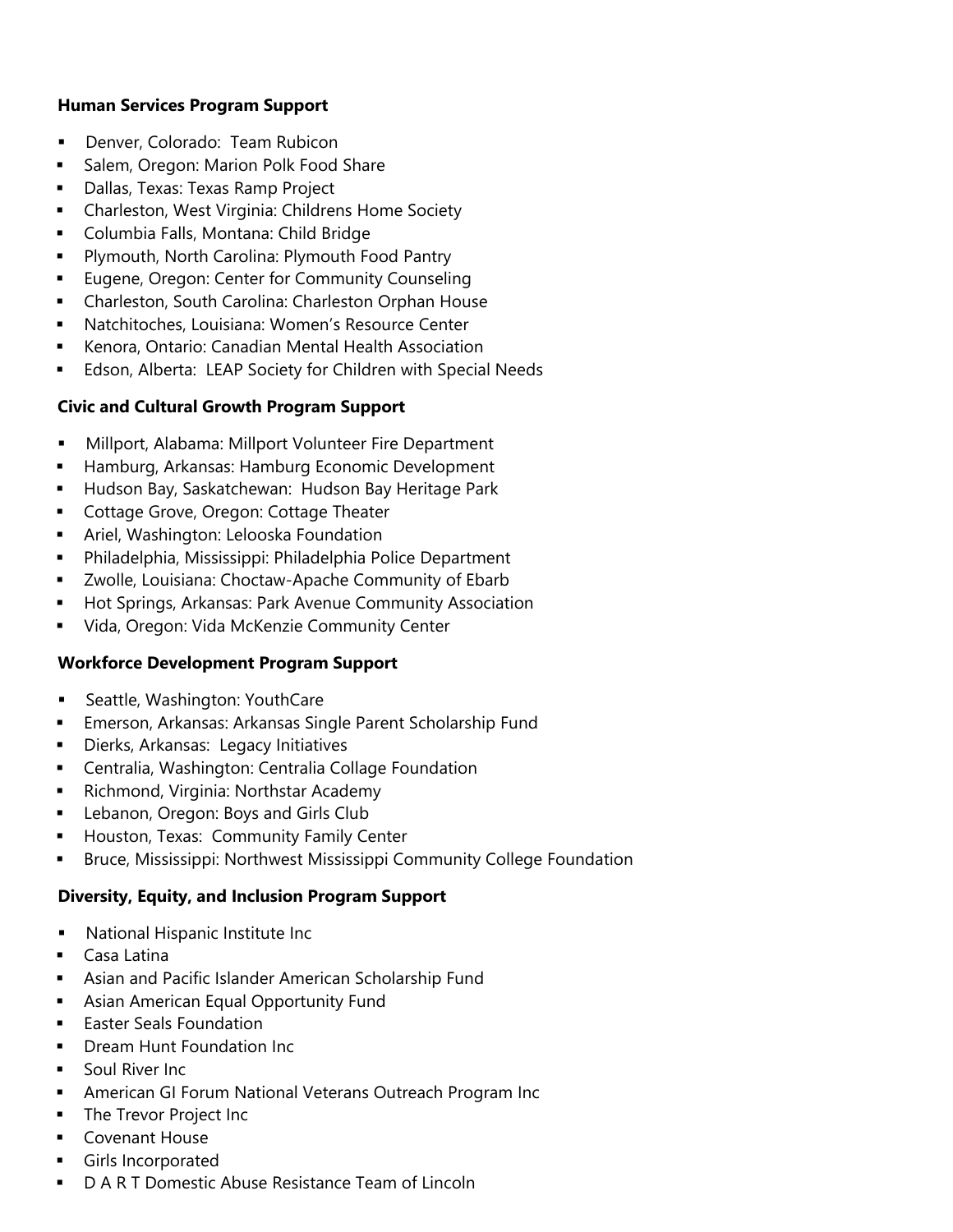**Human Services Program Support**

- Denver, Colorado: Team Rubicon
- Salem, Oregon: Marion Polk Food Share
- Dallas, Texas: Texas Ramp Project
- Charleston, West Virginia: Childrens Home Society
- Columbia Falls, Montana: Child Bridge
- Plymouth, North Carolina: Plymouth Food Pantry
- Eugene, Oregon: Center for Community Counseling
- Charleston, South Carolina: Charleston Orphan House
- Natchitoches, Louisiana: Women's Resource Center
- Kenora, Ontario: Canadian Mental Health Association
- Edson, Alberta: LEAP Society for Children with Special Needs

**Civic and Cultural Growth Program Support**

- Millport, Alabama: Millport Volunteer Fire Department
- Hamburg, Arkansas: Hamburg Economic Development
- Hudson Bay, Saskatchewan: Hudson Bay Heritage Park
- Cottage Grove, Oregon: Cottage Theater
- Ariel, Washington: Lelooska Foundation
- Philadelphia, Mississippi: Philadelphia Police Department
- Zwolle, Louisiana: Choctaw-Apache Community of Ebarb
- Hot Springs, Arkansas: Park Avenue Community Association
- Vida, Oregon: Vida McKenzie Community Center

**Workforce Development Program Support**

- Seattle, Washington: YouthCare
- Emerson, Arkansas: Arkansas Single Parent Scholarship Fund
- Dierks, Arkansas: Legacy Initiatives
- Centralia, Washington: Centralia Collage Foundation
- Richmond, Virginia: Northstar Academy
- Lebanon, Oregon: Boys and Girls Club
- Houston, Texas: Community Family Center
- Bruce, Mississippi: Northwest Mississippi Community College Foundation

**Diversity, Equity, and Inclusion Program Support**

- National Hispanic Institute Inc
- Casa Latina
- Asian and Pacific Islander American Scholarship Fund
- Asian American Equal Opportunity Fund
- Easter Seals Foundation
- Dream Hunt Foundation Inc
- Soul River Inc
- American GI Forum National Veterans Outreach Program Inc
- The Trevor Project Inc
- Covenant House
- Girls Incorporated
- D A R T Domestic Abuse Resistance Team of Lincoln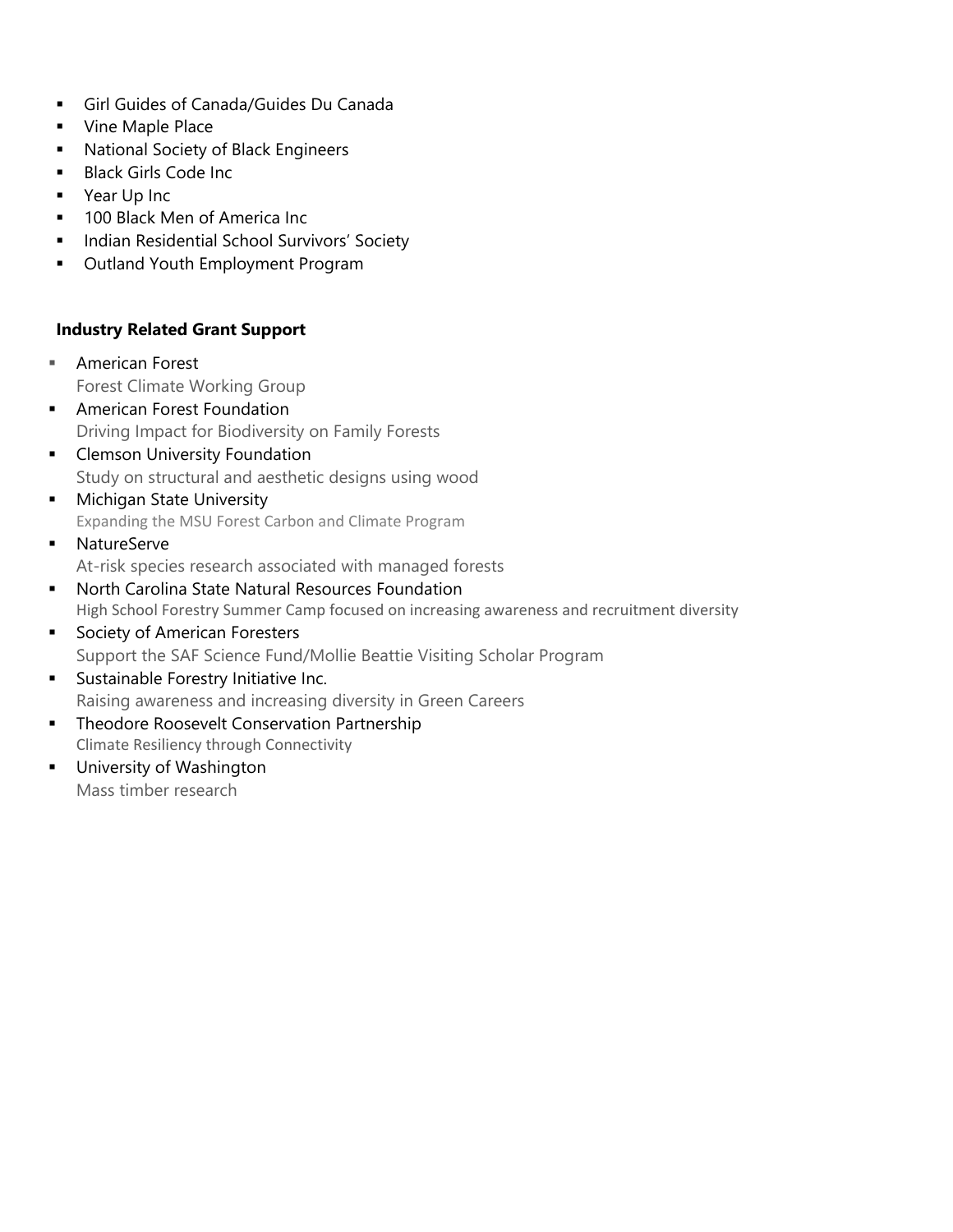- Girl Guides of Canada/Guides Du Canada
- Vine Maple Place
- National Society of Black Engineers
- Black Girls Code Inc
- Year Up Inc
- 100 Black Men of America Inc
- Indian Residential School Survivors' Society
- Outland Youth Employment Program

**Industry Related Grant Support**

- American Forest
  Forest Climate Working Group
- American Forest Foundation
  Driving Impact for Biodiversity on Family Forests
- Clemson University Foundation
  Study on structural and aesthetic designs using wood
- Michigan State University
  Expanding the MSU Forest Carbon and Climate Program
- NatureServe
  At-risk species research associated with managed forests
- North Carolina State Natural Resources Foundation
  High School Forestry Summer Camp focused on increasing awareness and recruitment diversity
- Society of American Foresters
  Support the SAF Science Fund/Mollie Beattie Visiting Scholar Program
- Sustainable Forestry Initiative Inc.
  Raising awareness and increasing diversity in Green Careers
- Theodore Roosevelt Conservation Partnership
  Climate Resiliency through Connectivity
- University of Washington
  Mass timber research